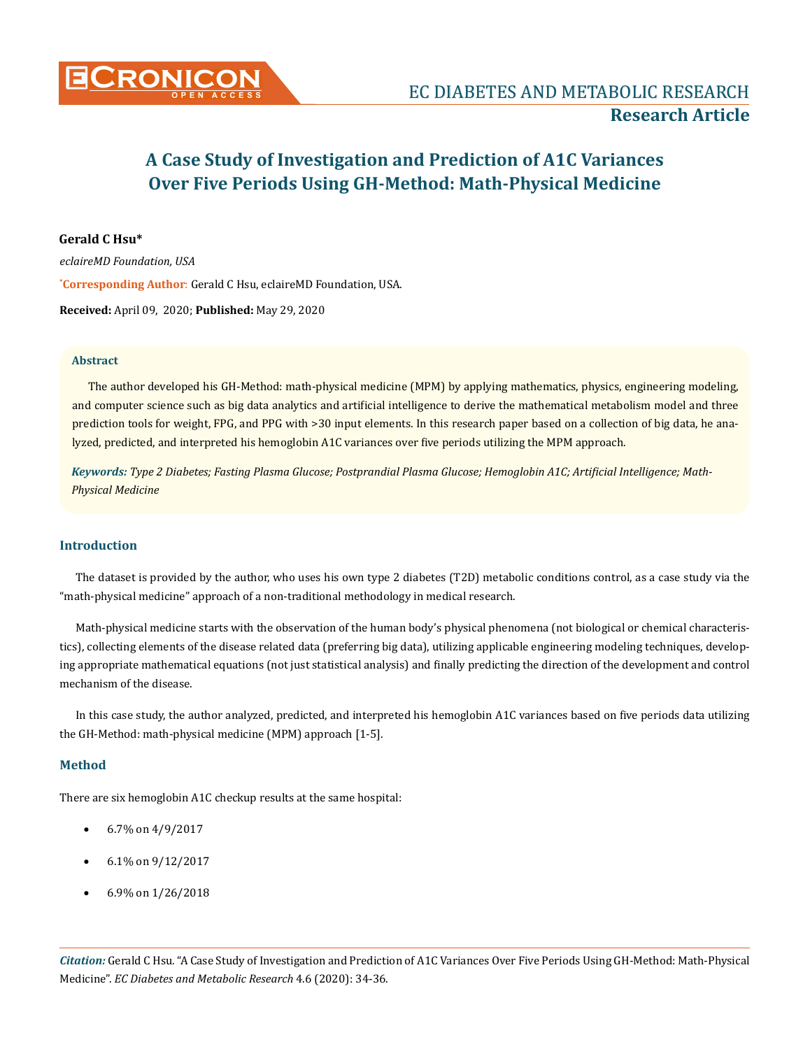# A Case Study of Investigation and Prediction of A1C Variances Over Five Periods Using GH-Method: Math-Physical Medicine

**Gerald C Hsu***

*eclaireMD Foundation, USA*

***Corresponding Author**: Gerald C Hsu, eclaireMD Foundation, USA.

**Received:** April 09, 2020; **Published:** May 29, 2020

### Abstract

The author developed his GH-Method: math-physical medicine (MPM) by applying mathematics, physics, engineering modeling, and computer science such as big data analytics and artificial intelligence to derive the mathematical metabolism model and three prediction tools for weight, FPG, and PPG with >30 input elements. In this research paper based on a collection of big data, he analyzed, predicted, and interpreted his hemoglobin A1C variances over five periods utilizing the MPM approach.

***Keywords:*** *Type 2 Diabetes; Fasting Plasma Glucose; Postprandial Plasma Glucose; Hemoglobin A1C; Artificial Intelligence; Math-Physical Medicine*

## Introduction

The dataset is provided by the author, who uses his own type 2 diabetes (T2D) metabolic conditions control, as a case study via the "math-physical medicine" approach of a non-traditional methodology in medical research.

Math-physical medicine starts with the observation of the human body's physical phenomena (not biological or chemical characteristics), collecting elements of the disease related data (preferring big data), utilizing applicable engineering modeling techniques, developing appropriate mathematical equations (not just statistical analysis) and finally predicting the direction of the development and control mechanism of the disease.

In this case study, the author analyzed, predicted, and interpreted his hemoglobin A1C variances based on five periods data utilizing the GH-Method: math-physical medicine (MPM) approach [1-5].

## Method

There are six hemoglobin A1C checkup results at the same hospital:

- 6.7% on 4/9/2017
- 6.1% on 9/12/2017
- 6.9% on 1/26/2018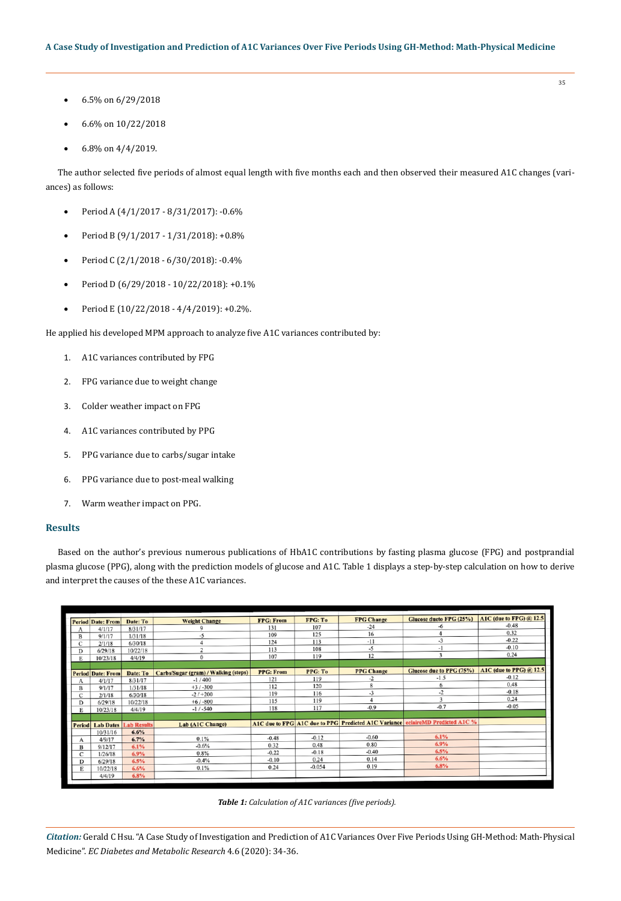- 6.5% on 6/29/2018
- 6.6% on 10/22/2018
- 6.8% on 4/4/2019.

The author selected five periods of almost equal length with five months each and then observed their measured A1C changes (variances) as follows:

- Period A (4/1/2017 - 8/31/2017): -0.6%
- Period B (9/1/2017 - 1/31/2018): +0.8%
- Period C (2/1/2018 - 6/30/2018): -0.4%
- Period D (6/29/2018 - 10/22/2018): +0.1%
- Period E (10/22/2018 - 4/4/2019): +0.2%.

He applied his developed MPM approach to analyze five A1C variances contributed by:

1. A1C variances contributed by FPG
2. FPG variance due to weight change
3. Colder weather impact on FPG
4. A1C variances contributed by PPG
5. PPG variance due to carbs/sugar intake
6. PPG variance due to post-meal walking
7. Warm weather impact on PPG.

## Results

Based on the author's previous numerous publications of HbA1C contributions by fasting plasma glucose (FPG) and postprandial plasma glucose (PPG), along with the prediction models of glucose and A1C. Table 1 displays a step-by-step calculation on how to derive and interpret the causes of the these A1C variances.

| Period | Date: From | Date: To | Weight Change | FPG: From | FPG: To | FPG Change | Glucose ducto FPG (25%) | A1C (due to FPG) @ 12.5 |
|---|---|---|---|---|---|---|---|---|
| A | 4/1/17 | 8/31/17 | 9 | 131 | 107 | -24 | -6 | -0.48 |
| B | 9/1/17 | 1/31/18 | -5 | 109 | 125 | 16 | 4 | 0.32 |
| C | 2/1/18 | 6/30/18 | 4 | 124 | 113 | -11 | -3 | -0.22 |
| D | 6/29/18 | 10/22/18 | 2 | 113 | 108 | -5 | -1 | -0.10 |
| E | 10/23/18 | 4/4/19 | 0 | 107 | 119 | 12 | 3 | 0.24 |
| | | | | | | | | |
| **Period** | **Date: From** | **Date: To** | **Carbs/Sugar (gram) / Walking (steps)** | **PPG: From** | **PPG: To** | **PPG Change** | **Glucose due to PPG (75%)** | **A1C (due to PPG) @ 12.5** |
| A | 4/1/17 | 8/31/17 | -1 / 400 | 121 | 119 | -2 | -1.5 | -0.12 |
| B | 9/1/17 | 1/31/18 | +3 / -300 | 112 | 120 | 8 | 6 | 0.48 |
| C | 2/1/18 | 6/30/18 | -2 / +200 | 119 | 116 | -3 | -2 | -0.18 |
| D | 6/29/18 | 10/22/18 | +6 / -800 | 115 | 119 | 4 | 3 | 0.24 |
| E | 10/23/18 | 4/4/19 | -1 / -540 | 118 | 117 | -0.9 | -0.7 | -0.05 |
| | | | | | | | | |
| **Period** | **Lab Dates** | **Lab Results** | **Lab (A1C Change)** | **A1C due to FPG** | **A1C due to PPG** | **Predicted A1C Variance** | **eclaireMD Predicted A1C %** | |
| | 10/31/16 | 6.6% | | | | | | |
| A | 4/9/17 | 6.7% | 0.1% | -0.48 | -0.12 | -0.60 | 6.1% | |
| B | 9/12/17 | 6.1% | -0.6% | 0.32 | 0.48 | 0.80 | 6.9% | |
| C | 1/26/18 | 6.9% | 0.8% | -0.22 | -0.18 | -0.40 | 6.5% | |
| D | 6/29/18 | 6.5% | -0.4% | -0.10 | 0.24 | 0.14 | 6.6% | |
| E | 10/22/18 | 6.6% | 0.1% | 0.24 | -0.054 | 0.19 | 6.8% | |
| | 4/4/19 | 6.8% | | | | | | |

*Table 1: Calculation of A1C variances (five periods).*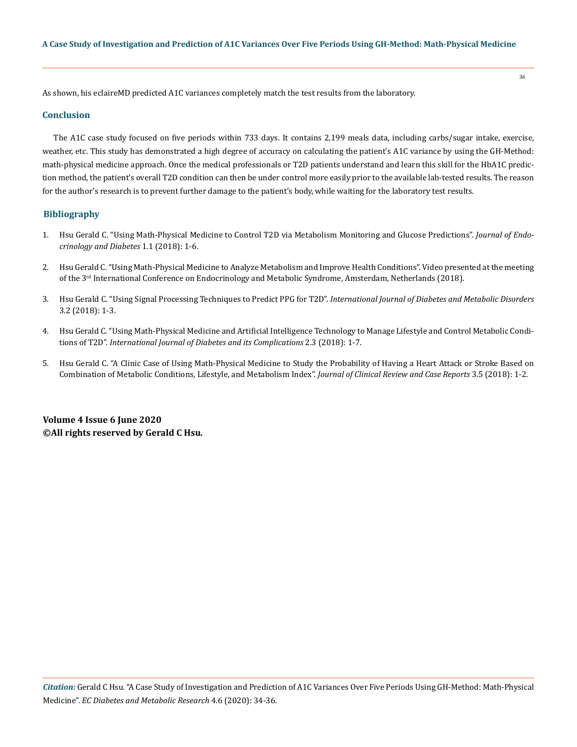As shown, his eclaireMD predicted A1C variances completely match the test results from the laboratory.

## Conclusion

The A1C case study focused on five periods within 733 days. It contains 2,199 meals data, including carbs/sugar intake, exercise, weather, etc. This study has demonstrated a high degree of accuracy on calculating the patient's A1C variance by using the GH-Method: math-physical medicine approach. Once the medical professionals or T2D patients understand and learn this skill for the HbA1C prediction method, the patient's overall T2D condition can then be under control more easily prior to the available lab-tested results. The reason for the author's research is to prevent further damage to the patient's body, while waiting for the laboratory test results.

## Bibliography

1. Hsu Gerald C. "Using Math-Physical Medicine to Control T2D via Metabolism Monitoring and Glucose Predictions". *Journal of Endocrinology and Diabetes* 1.1 (2018): 1-6.
2. Hsu Gerald C. "Using Math-Physical Medicine to Analyze Metabolism and Improve Health Conditions". Video presented at the meeting of the 3rd International Conference on Endocrinology and Metabolic Syndrome, Amsterdam, Netherlands (2018).
3. Hsu Gerald C. "Using Signal Processing Techniques to Predict PPG for T2D". *International Journal of Diabetes and Metabolic Disorders* 3.2 (2018): 1-3.
4. Hsu Gerald C. "Using Math-Physical Medicine and Artificial Intelligence Technology to Manage Lifestyle and Control Metabolic Conditions of T2D". *International Journal of Diabetes and its Complications* 2.3 (2018): 1-7.
5. Hsu Gerald C. "A Clinic Case of Using Math-Physical Medicine to Study the Probability of Having a Heart Attack or Stroke Based on Combination of Metabolic Conditions, Lifestyle, and Metabolism Index". *Journal of Clinical Review and Case Reports* 3.5 (2018): 1-2.

**Volume 4 Issue 6 June 2020**
**©All rights reserved by Gerald C Hsu.**